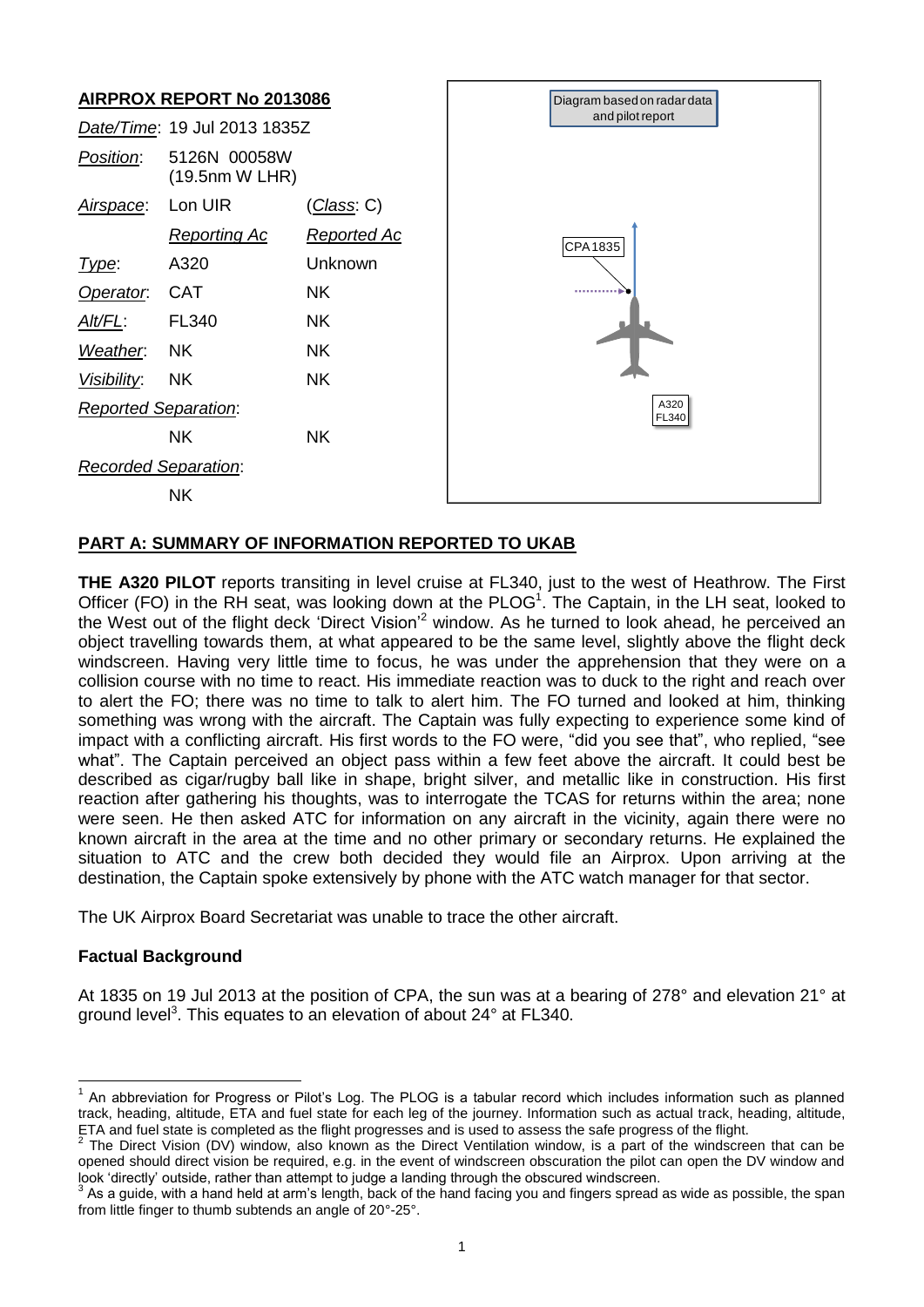# AIRPROX REPORT No 2013086

| | | |
|---|---|---|
| *Date/Time*: | 19 Jul 2013 1835Z | |
| *Position*: | 5126N 00058W (19.5nm W LHR) | |
| *Airspace*: | Lon UIR | (*Class*: C) |
| | *Reporting Ac* | *Reported Ac* |
| *Type*: | A320 | Unknown |
| *Operator*: | CAT | NK |
| *Alt/FL*: | FL340 | NK |
| *Weather*: | NK | NK |
| *Visibility*: | NK | NK |
| *Reported Separation*: | | |
| | NK | NK |
| *Recorded Separation*: | | |
| | NK | |

Diagram based on radar data and pilot report

CPA 1835

A320 FL340

## PART A: SUMMARY OF INFORMATION REPORTED TO UKAB

**THE A320 PILOT** reports transiting in level cruise at FL340, just to the west of Heathrow. The First Officer (FO) in the RH seat, was looking down at the PLOG[1]. The Captain, in the LH seat, looked to the West out of the flight deck 'Direct Vision'[2] window. As he turned to look ahead, he perceived an object travelling towards them, at what appeared to be the same level, slightly above the flight deck windscreen. Having very little time to focus, he was under the apprehension that they were on a collision course with no time to react. His immediate reaction was to duck to the right and reach over to alert the FO; there was no time to talk to alert him. The FO turned and looked at him, thinking something was wrong with the aircraft. The Captain was fully expecting to experience some kind of impact with a conflicting aircraft. His first words to the FO were, "did you see that", who replied, "see what". The Captain perceived an object pass within a few feet above the aircraft. It could best be described as cigar/rugby ball like in shape, bright silver, and metallic like in construction. His first reaction after gathering his thoughts, was to interrogate the TCAS for returns within the area; none were seen. He then asked ATC for information on any aircraft in the vicinity, again there were no known aircraft in the area at the time and no other primary or secondary returns. He explained the situation to ATC and the crew both decided they would file an Airprox. Upon arriving at the destination, the Captain spoke extensively by phone with the ATC watch manager for that sector.

The UK Airprox Board Secretariat was unable to trace the other aircraft.

### Factual Background

At 1835 on 19 Jul 2013 at the position of CPA, the sun was at a bearing of 278° and elevation 21° at ground level[3]. This equates to an elevation of about 24° at FL340.

---

[1] An abbreviation for Progress or Pilot's Log. The PLOG is a tabular record which includes information such as planned track, heading, altitude, ETA and fuel state for each leg of the journey. Information such as actual track, heading, altitude, ETA and fuel state is completed as the flight progresses and is used to assess the safe progress of the flight.

[2] The Direct Vision (DV) window, also known as the Direct Ventilation window, is a part of the windscreen that can be opened should direct vision be required, e.g. in the event of windscreen obscuration the pilot can open the DV window and look 'directly' outside, rather than attempt to judge a landing through the obscured windscreen.

[3] As a guide, with a hand held at arm's length, back of the hand facing you and fingers spread as wide as possible, the span from little finger to thumb subtends an angle of 20°-25°.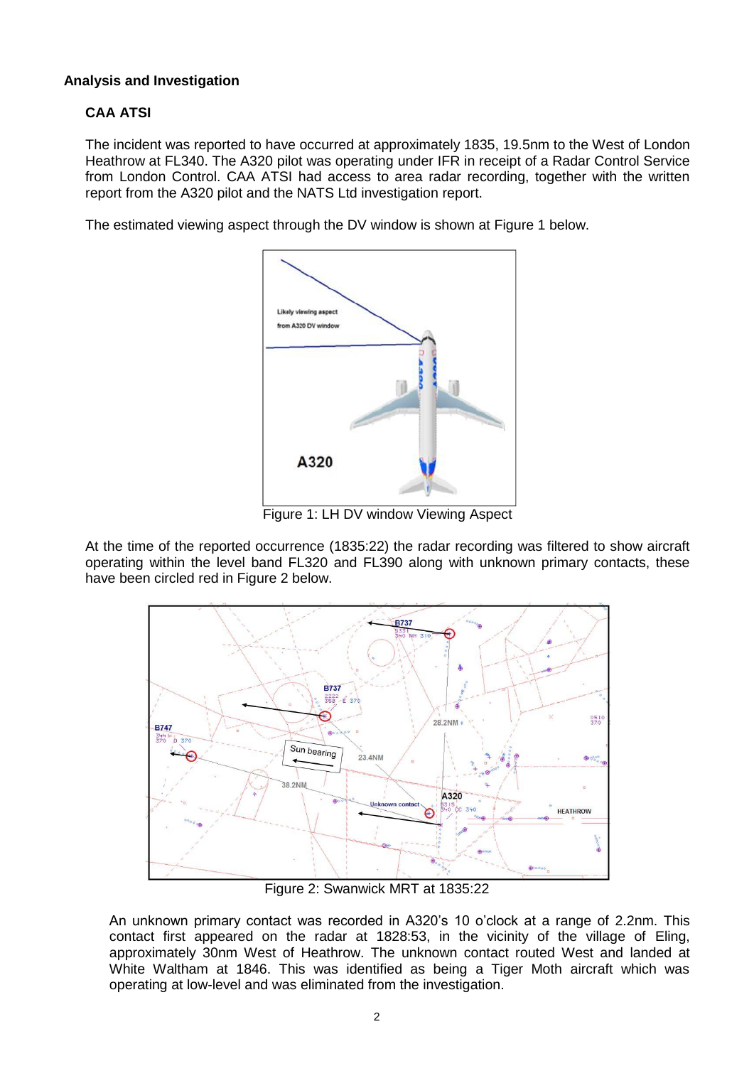### Analysis and Investigation

#### CAA ATSI

The incident was reported to have occurred at approximately 1835, 19.5nm to the West of London Heathrow at FL340. The A320 pilot was operating under IFR in receipt of a Radar Control Service from London Control. CAA ATSI had access to area radar recording, together with the written report from the A320 pilot and the NATS Ltd investigation report.

The estimated viewing aspect through the DV window is shown at Figure 1 below.

Figure 1: LH DV window Viewing Aspect

At the time of the reported occurrence (1835:22) the radar recording was filtered to show aircraft operating within the level band FL320 and FL390 along with unknown primary contacts, these have been circled red in Figure 2 below.

Figure 2: Swanwick MRT at 1835:22

An unknown primary contact was recorded in A320's 10 o'clock at a range of 2.2nm. This contact first appeared on the radar at 1828:53, in the vicinity of the village of Eling, approximately 30nm West of Heathrow. The unknown contact routed West and landed at White Waltham at 1846. This was identified as being a Tiger Moth aircraft which was operating at low-level and was eliminated from the investigation.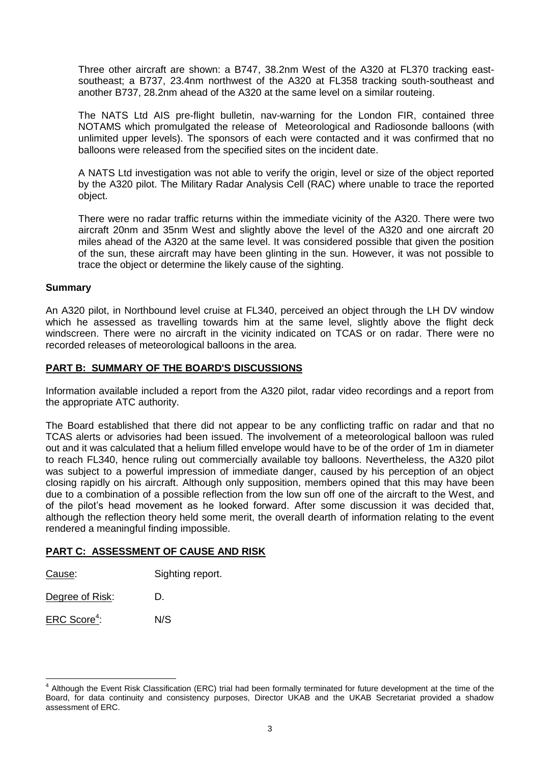Three other aircraft are shown: a B747, 38.2nm West of the A320 at FL370 tracking east-southeast; a B737, 23.4nm northwest of the A320 at FL358 tracking south-southeast and another B737, 28.2nm ahead of the A320 at the same level on a similar routeing.

The NATS Ltd AIS pre-flight bulletin, nav-warning for the London FIR, contained three NOTAMS which promulgated the release of Meteorological and Radiosonde balloons (with unlimited upper levels). The sponsors of each were contacted and it was confirmed that no balloons were released from the specified sites on the incident date.

A NATS Ltd investigation was not able to verify the origin, level or size of the object reported by the A320 pilot. The Military Radar Analysis Cell (RAC) where unable to trace the reported object.

There were no radar traffic returns within the immediate vicinity of the A320. There were two aircraft 20nm and 35nm West and slightly above the level of the A320 and one aircraft 20 miles ahead of the A320 at the same level. It was considered possible that given the position of the sun, these aircraft may have been glinting in the sun. However, it was not possible to trace the object or determine the likely cause of the sighting.

**Summary**

An A320 pilot, in Northbound level cruise at FL340, perceived an object through the LH DV window which he assessed as travelling towards him at the same level, slightly above the flight deck windscreen. There were no aircraft in the vicinity indicated on TCAS or on radar. There were no recorded releases of meteorological balloons in the area.

## PART B: SUMMARY OF THE BOARD'S DISCUSSIONS

Information available included a report from the A320 pilot, radar video recordings and a report from the appropriate ATC authority.

The Board established that there did not appear to be any conflicting traffic on radar and that no TCAS alerts or advisories had been issued. The involvement of a meteorological balloon was ruled out and it was calculated that a helium filled envelope would have to be of the order of 1m in diameter to reach FL340, hence ruling out commercially available toy balloons. Nevertheless, the A320 pilot was subject to a powerful impression of immediate danger, caused by his perception of an object closing rapidly on his aircraft. Although only supposition, members opined that this may have been due to a combination of a possible reflection from the low sun off one of the aircraft to the West, and of the pilot's head movement as he looked forward. After some discussion it was decided that, although the reflection theory held some merit, the overall dearth of information relating to the event rendered a meaningful finding impossible.

## PART C: ASSESSMENT OF CAUSE AND RISK

Cause: Sighting report.

Degree of Risk: D.

ERC Score[4]: N/S

---

[4] Although the Event Risk Classification (ERC) trial had been formally terminated for future development at the time of the Board, for data continuity and consistency purposes, Director UKAB and the UKAB Secretariat provided a shadow assessment of ERC.